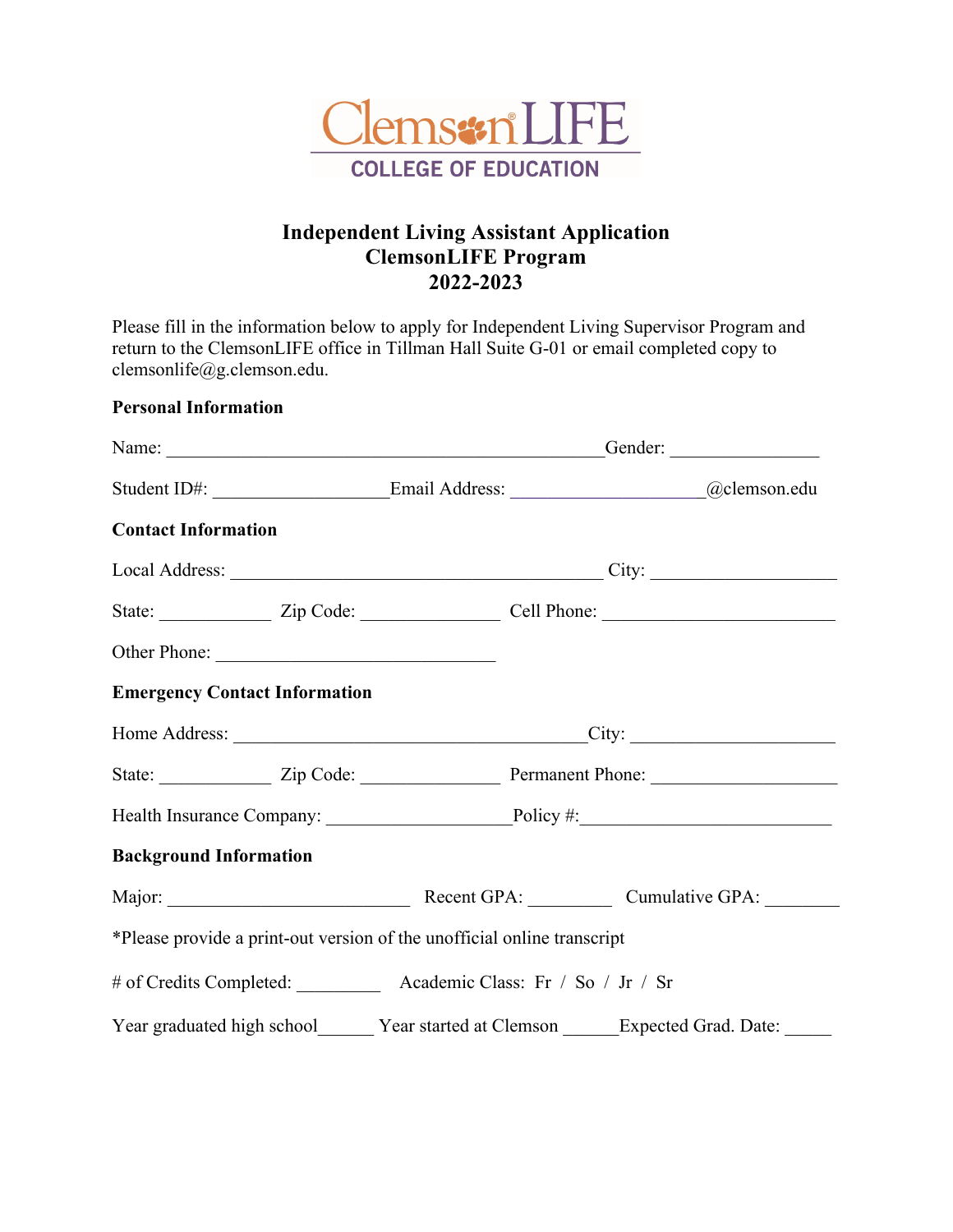ClemsonLIFE
COLLEGE OF EDUCATION

# Independent Living Assistant Application
## ClemsonLIFE Program
## 2022-2023

Please fill in the information below to apply for Independent Living Supervisor Program and return to the ClemsonLIFE office in Tillman Hall Suite G-01 or email completed copy to clemsonlife@g.clemson.edu.

**Personal Information**

Name: ________________________________________________Gender: ________________

Student ID#: ___________________Email Address: ____________________@clemson.edu

**Contact Information**

Local Address: _________________________________________ City: ____________________

State: ____________ Zip Code: _______________ Cell Phone: _________________________

Other Phone: _______________________________

**Emergency Contact Information**

Home Address: _______________________________________City: ______________________

State: ____________ Zip Code: _______________ Permanent Phone: ____________________

Health Insurance Company: ____________________Policy #:___________________________

**Background Information**

Major: __________________________ Recent GPA: _________ Cumulative GPA: ________

*Please provide a print-out version of the unofficial online transcript

# of Credits Completed: _________ Academic Class: Fr / So / Jr / Sr

Year graduated high school______ Year started at Clemson ______Expected Grad. Date: _____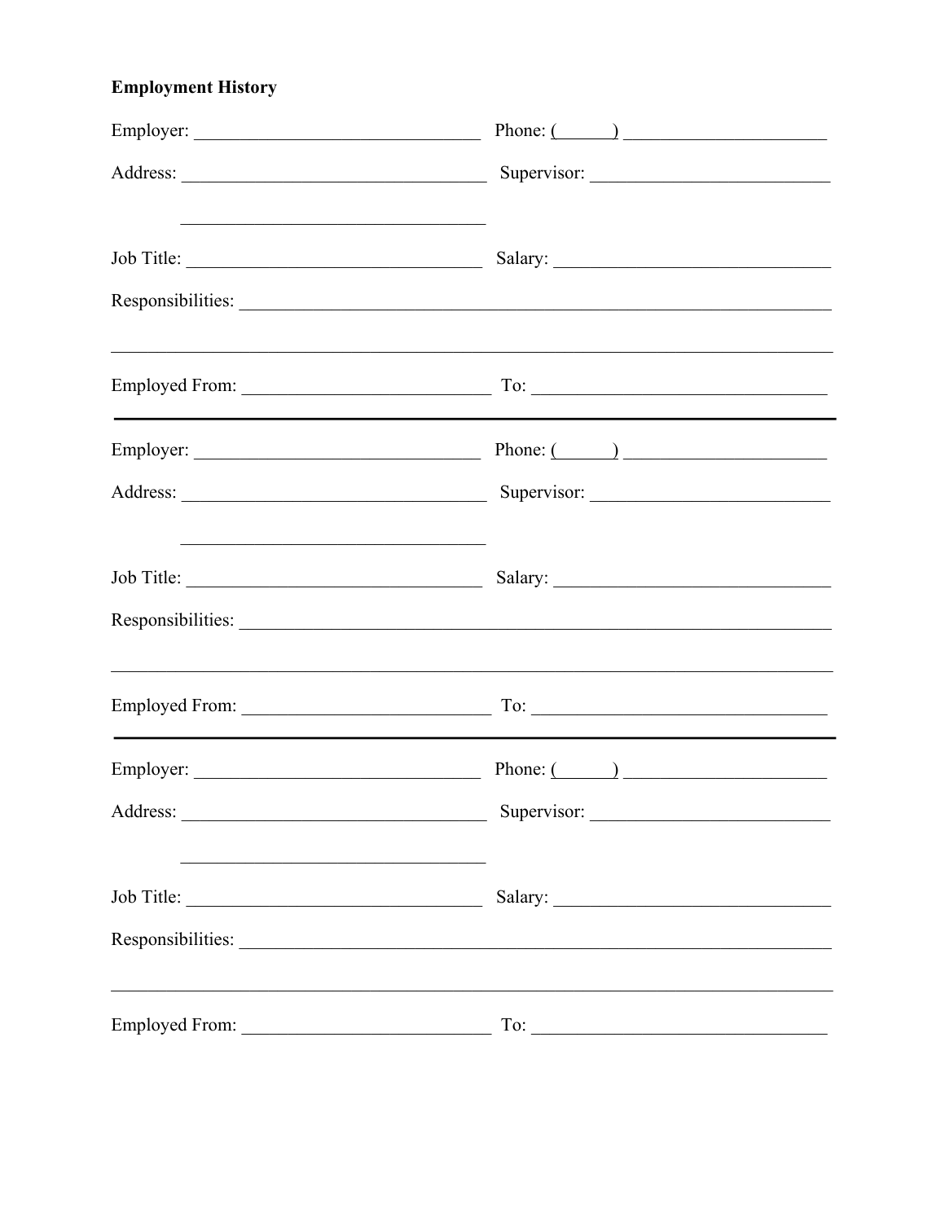**Employment History**

Employer: ________________________________ Phone: (______) ______________________

Address: __________________________________ Supervisor: _________________________

__________________________________

Job Title: _________________________________ Salary: ______________________________

Responsibilities: _____________________________________________________________

_________________________________________________________________________________

Employed From: ____________________________ To: ________________________________

---

Employer: ________________________________ Phone: (______) ______________________

Address: __________________________________ Supervisor: _________________________

__________________________________

Job Title: _________________________________ Salary: ______________________________

Responsibilities: _____________________________________________________________

_________________________________________________________________________________

Employed From: ____________________________ To: ________________________________

---

Employer: ________________________________ Phone: (______) ______________________

Address: __________________________________ Supervisor: _________________________

__________________________________

Job Title: _________________________________ Salary: ______________________________

Responsibilities: _____________________________________________________________

_________________________________________________________________________________

Employed From: ____________________________ To: ________________________________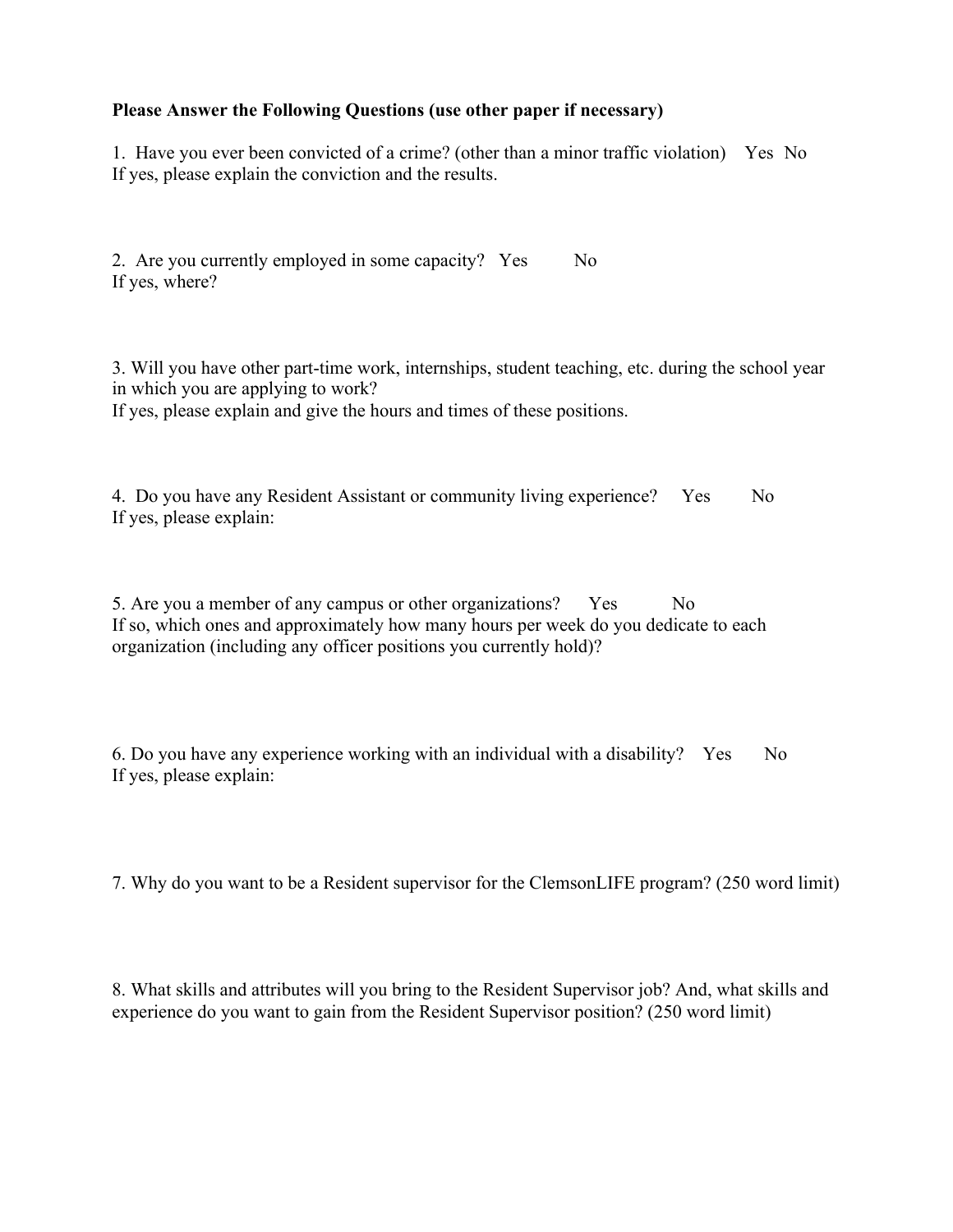**Please Answer the Following Questions (use other paper if necessary)**

1. Have you ever been convicted of a crime? (other than a minor traffic violation) Yes No
If yes, please explain the conviction and the results.

2. Are you currently employed in some capacity? Yes No
If yes, where?

3. Will you have other part-time work, internships, student teaching, etc. during the school year in which you are applying to work?
If yes, please explain and give the hours and times of these positions.

4. Do you have any Resident Assistant or community living experience? Yes No
If yes, please explain:

5. Are you a member of any campus or other organizations? Yes No
If so, which ones and approximately how many hours per week do you dedicate to each organization (including any officer positions you currently hold)?

6. Do you have any experience working with an individual with a disability? Yes No
If yes, please explain:

7. Why do you want to be a Resident supervisor for the ClemsonLIFE program? (250 word limit)

8. What skills and attributes will you bring to the Resident Supervisor job? And, what skills and experience do you want to gain from the Resident Supervisor position? (250 word limit)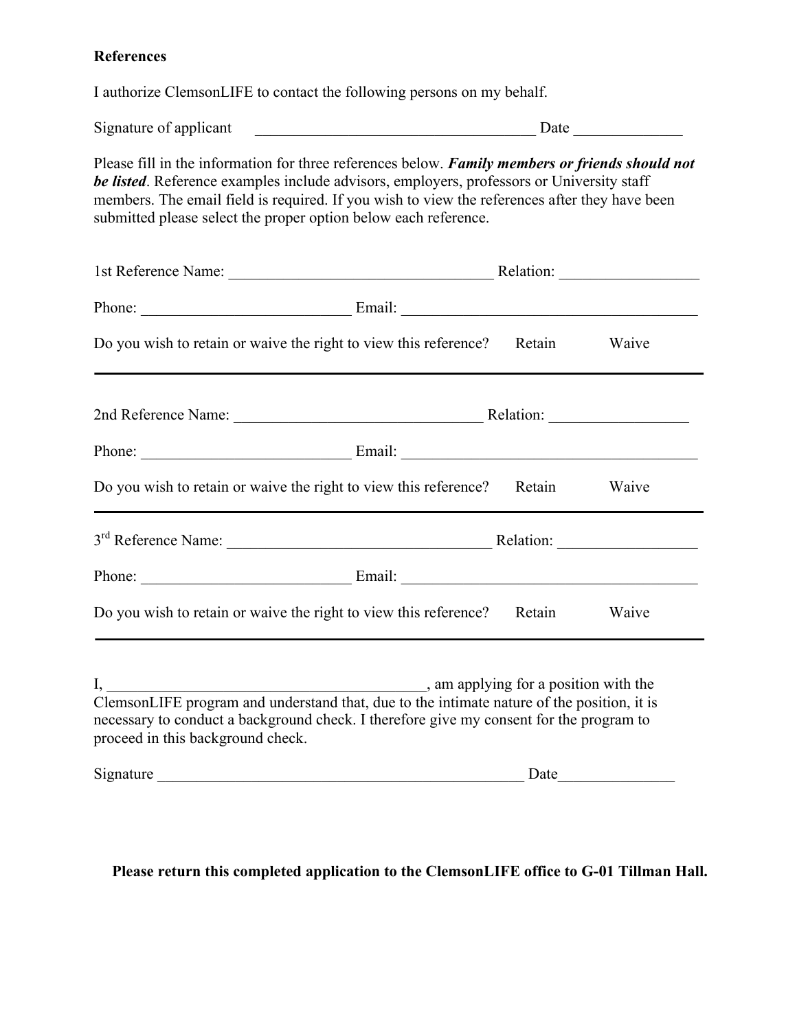**References**

I authorize ClemsonLIFE to contact the following persons on my behalf.

Signature of applicant ____________________________________ Date ______________

Please fill in the information for three references below. ***Family members or friends should not be listed***. Reference examples include advisors, employers, professors or University staff members. The email field is required. If you wish to view the references after they have been submitted please select the proper option below each reference.

1st Reference Name: __________________________________ Relation: __________________

Phone: ___________________________ Email: _______________________________________

Do you wish to retain or waive the right to view this reference? Retain Waive

---

2nd Reference Name: ________________________________ Relation: __________________

Phone: ___________________________ Email: _______________________________________

Do you wish to retain or waive the right to view this reference? Retain Waive

---

3rd Reference Name: __________________________________ Relation: __________________

Phone: ___________________________ Email: _______________________________________

Do you wish to retain or waive the right to view this reference? Retain Waive

---

I, _________________________________________, am applying for a position with the ClemsonLIFE program and understand that, due to the intimate nature of the position, it is necessary to conduct a background check. I therefore give my consent for the program to proceed in this background check.

Signature ________________________________________________ Date_______________

**Please return this completed application to the ClemsonLIFE office to G-01 Tillman Hall.**